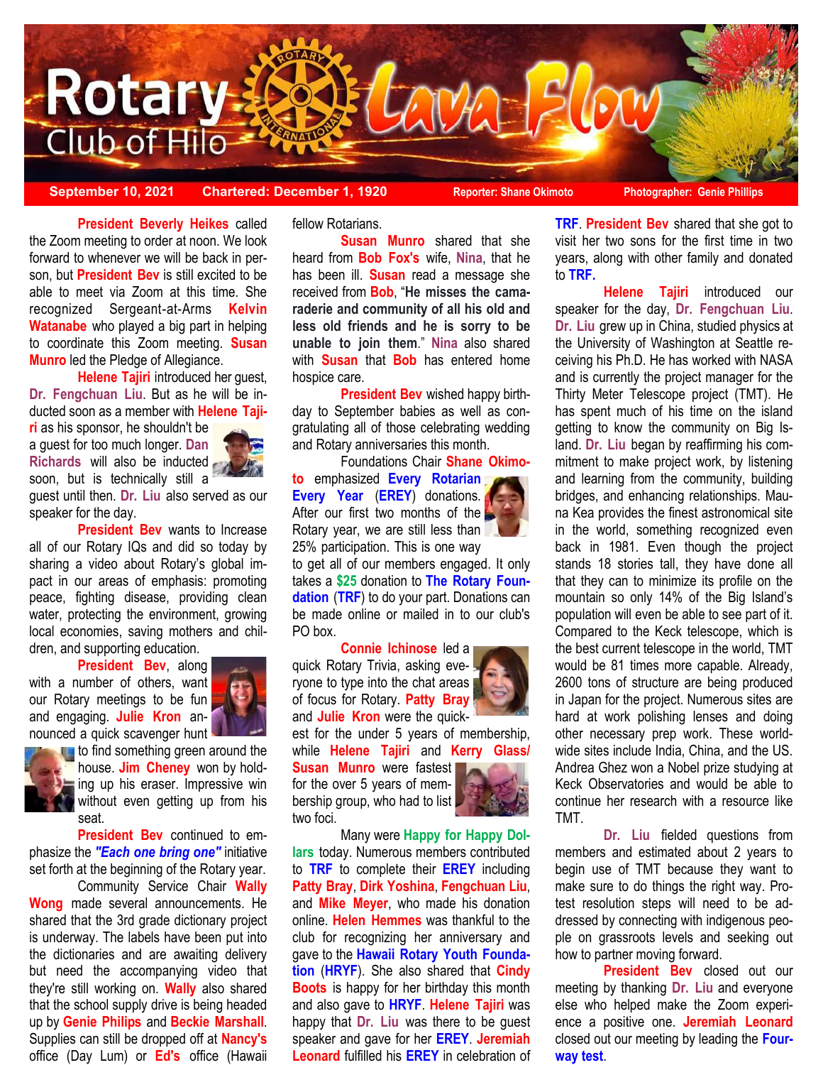# Rotary Club of Hilo Lava Flow

**September 10, 2021** | **Chartered: December 1, 1920** | **Reporter: Shane Okimoto** | **Photographer: Genie Phillips**

**President Beverly Heikes** called the Zoom meeting to order at noon. We look forward to whenever we will be back in person, but **President Bev** is still excited to be able to meet via Zoom at this time. She recognized Sergeant-at-Arms **Kelvin Watanabe** who played a big part in helping to coordinate this Zoom meeting. **Susan Munro** led the Pledge of Allegiance.

**Helene Tajiri** introduced her guest, **Dr. Fengchuan Liu**. But as he will be inducted soon as a member with **Helene Tajiri** as his sponsor, he shouldn't be a guest for too much longer. **Dan Richards** will also be inducted soon, but is technically still a guest until then. **Dr. Liu** also served as our speaker for the day.

**President Bev** wants to Increase all of our Rotary IQs and did so today by sharing a video about Rotary's global impact in our areas of emphasis: promoting peace, fighting disease, providing clean water, protecting the environment, growing local economies, saving mothers and children, and supporting education.

**President Bev**, along with a number of others, want our Rotary meetings to be fun and engaging. **Julie Kron** announced a quick scavenger hunt to find something green around the house. **Jim Cheney** won by holding up his eraser. Impressive win without even getting up from his seat.

**President Bev** continued to emphasize the ***"Each one bring one"*** initiative set forth at the beginning of the Rotary year.

Community Service Chair **Wally Wong** made several announcements. He shared that the 3rd grade dictionary project is underway. The labels have been put into the dictionaries and are awaiting delivery but need the accompanying video that they're still working on. **Wally** also shared that the school supply drive is being headed up by **Genie Philips** and **Beckie Marshall**. Supplies can still be dropped off at **Nancy's** office (Day Lum) or **Ed's** office (Hawaii fellow Rotarians.

**Susan Munro** shared that she heard from **Bob Fox's** wife, **Nina**, that he has been ill. **Susan** read a message she received from **Bob**, "**He misses the camaraderie and community of all his old and less old friends and he is sorry to be unable to join them**." **Nina** also shared with **Susan** that **Bob** has entered home hospice care.

**President Bev** wished happy birthday to September babies as well as congratulating all of those celebrating wedding and Rotary anniversaries this month.

Foundations Chair **Shane Okimoto** emphasized **Every Rotarian Every Year** (**EREY**) donations. After our first two months of the Rotary year, we are still less than 25% participation. This is one way to get all of our members engaged. It only takes a **$25** donation to **The Rotary Foundation** (**TRF**) to do your part. Donations can be made online or mailed in to our club's PO box.

**Connie Ichinose** led a quick Rotary Trivia, asking everyone to type into the chat areas of focus for Rotary. **Patty Bray** and **Julie Kron** were the quickest for the under 5 years of membership, while **Helene Tajiri** and **Kerry Glass/ Susan Munro** were fastest for the over 5 years of membership group, who had to list two foci.

Many were **Happy for Happy Dollars** today. Numerous members contributed to **TRF** to complete their **EREY** including **Patty Bray**, **Dirk Yoshina**, **Fengchuan Liu**, and **Mike Meyer**, who made his donation online. **Helen Hemmes** was thankful to the club for recognizing her anniversary and gave to the **Hawaii Rotary Youth Foundation** (**HRYF**). She also shared that **Cindy Boots** is happy for her birthday this month and also gave to **HRYF**. **Helene Tajiri** was happy that **Dr. Liu** was there to be guest speaker and gave for her **EREY**. **Jeremiah Leonard** fulfilled his **EREY** in celebration of **TRF**. **President Bev** shared that she got to visit her two sons for the first time in two years, along with other family and donated to **TRF.**

**Helene Tajiri** introduced our speaker for the day, **Dr. Fengchuan Liu**. **Dr. Liu** grew up in China, studied physics at the University of Washington at Seattle receiving his Ph.D. He has worked with NASA and is currently the project manager for the Thirty Meter Telescope project (TMT). He has spent much of his time on the island getting to know the community on Big Island. **Dr. Liu** began by reaffirming his commitment to make project work, by listening and learning from the community, building bridges, and enhancing relationships. Mauna Kea provides the finest astronomical site in the world, something recognized even back in 1981. Even though the project stands 18 stories tall, they have done all that they can to minimize its profile on the mountain so only 14% of the Big Island's population will even be able to see part of it. Compared to the Keck telescope, which is the best current telescope in the world, TMT would be 81 times more capable. Already, 2600 tons of structure are being produced in Japan for the project. Numerous sites are hard at work polishing lenses and doing other necessary prep work. These worldwide sites include India, China, and the US. Andrea Ghez won a Nobel prize studying at Keck Observatories and would be able to continue her research with a resource like TMT.

**Dr. Liu** fielded questions from members and estimated about 2 years to begin use of TMT because they want to make sure to do things the right way. Protest resolution steps will need to be addressed by connecting with indigenous people on grassroots levels and seeking out how to partner moving forward.

**President Bev** closed out our meeting by thanking **Dr. Liu** and everyone else who helped make the Zoom experience a positive one. **Jeremiah Leonard** closed out our meeting by leading the **Four-way test**.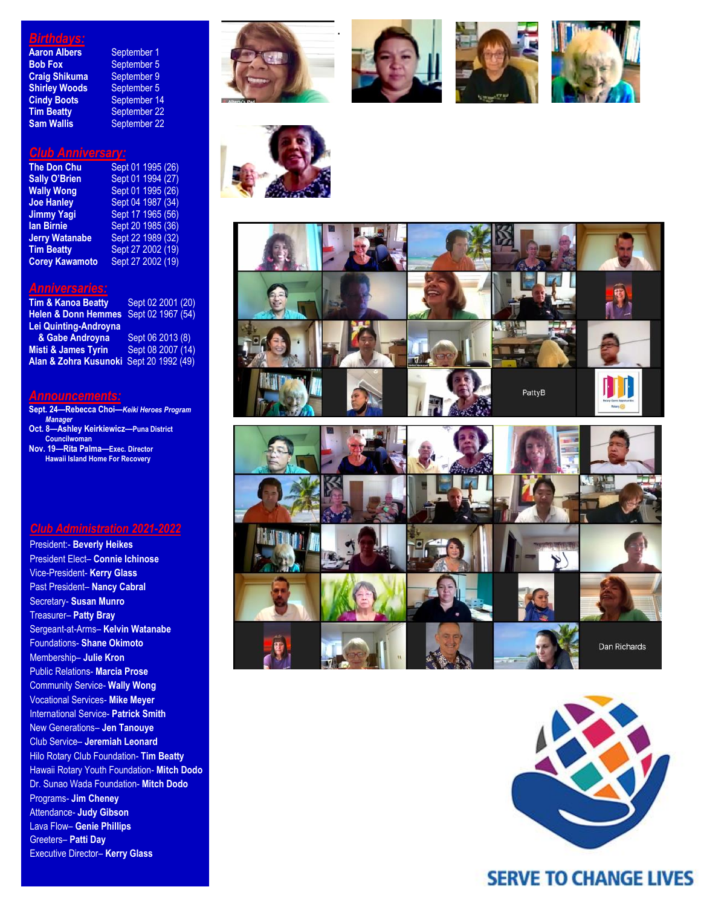## Birthdays:

| | |
|---|---|
| Aaron Albers | September 1 |
| Bob Fox | September 5 |
| Craig Shikuma | September 9 |
| Shirley Woods | September 5 |
| Cindy Boots | September 14 |
| Tim Beatty | September 22 |
| Sam Wallis | September 22 |

## Club Anniversary:

| | |
|---|---|
| The Don Chu | Sept 01 1995 (26) |
| Sally O'Brien | Sept 01 1994 (27) |
| Wally Wong | Sept 01 1995 (26) |
| Joe Hanley | Sept 04 1987 (34) |
| Jimmy Yagi | Sept 17 1965 (56) |
| Ian Birnie | Sept 20 1985 (36) |
| Jerry Watanabe | Sept 22 1989 (32) |
| Tim Beatty | Sept 27 2002 (19) |
| Corey Kawamoto | Sept 27 2002 (19) |

## Anniversaries:

| | |
|---|---|
| Tim & Kanoa Beatty | Sept 02 2001 (20) |
| Helen & Donn Hemmes | Sept 02 1967 (54) |
| Lei Quinting-Androyna & Gabe Androyna | Sept 06 2013 (8) |
| Misti & James Tyrin | Sept 08 2007 (14) |
| Alan & Zohra Kusunoki | Sept 20 1992 (49) |

## Announcements:

**Sept. 24—Rebecca Choi—*Keiki Heroes Program Manager***
**Oct. 8—Ashley Keirkiewicz—Puna District Councilwoman**
**Nov. 19—Rita Palma—Exec. Director Hawaii Island Home For Recovery**

## Club Administration 2021-2022

President:- **Beverly Heikes**
President Elect– **Connie Ichinose**
Vice-President- **Kerry Glass**
Past President– **Nancy Cabral**
Secretary- **Susan Munro**
Treasurer– **Patty Bray**
Sergeant-at-Arms– **Kelvin Watanabe**
Foundations- **Shane Okimoto**
Membership– **Julie Kron**
Public Relations- **Marcia Prose**
Community Service- **Wally Wong**
Vocational Services- **Mike Meyer**
International Service- **Patrick Smith**
New Generations– **Jen Tanouye**
Club Service– **Jeremiah Leonard**
Hilo Rotary Club Foundation- **Tim Beatty**
Hawaii Rotary Youth Foundation- **Mitch Dodo**
Dr. Sunao Wada Foundation- **Mitch Dodo**
Programs- **Jim Cheney**
Attendance- **Judy Gibson**
Lava Flow– **Genie Phillips**
Greeters– **Patti Day**
Executive Director– **Kerry Glass**

SERVE TO CHANGE LIVES